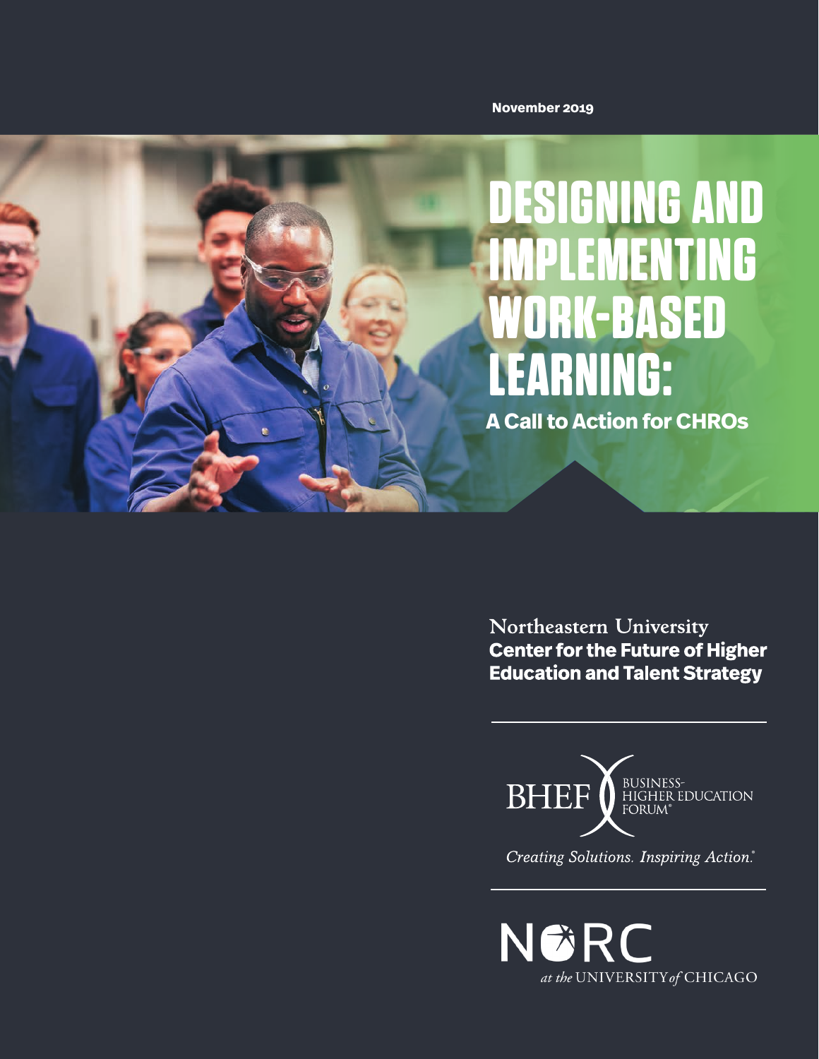November 2019

# DESIGNING AND IMPLEMENTING WORK-BASED LEARNING:

## A Call to Action for CHROs

Northeastern University
**Center for the Future of Higher Education and Talent Strategy**

BHEF BUSINESS-HIGHER EDUCATION FORUM®

*Creating Solutions. Inspiring Action.®*

NORC at the UNIVERSITY of CHICAGO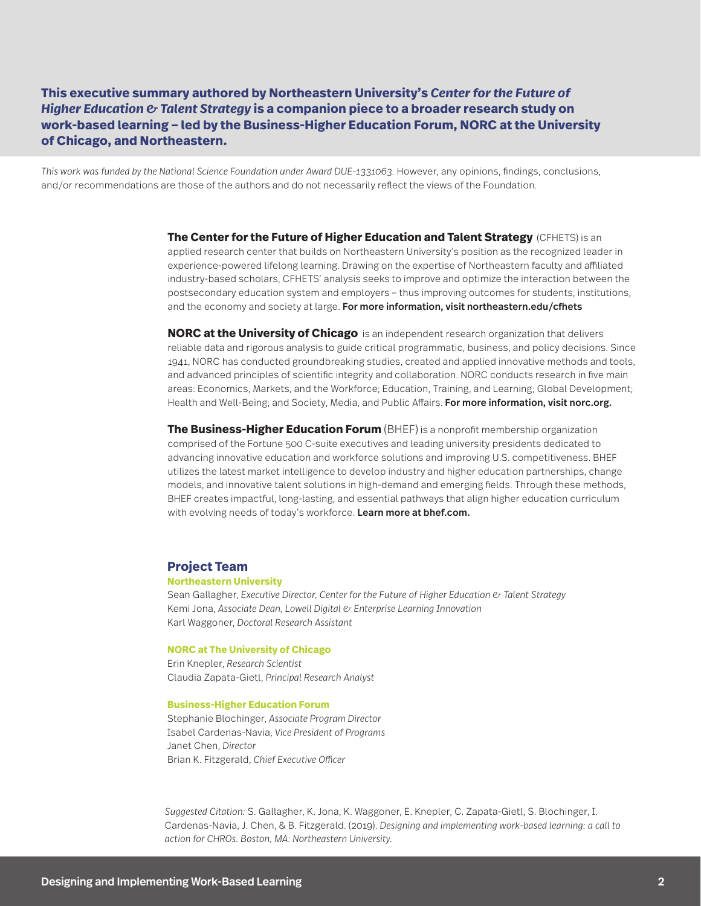**This executive summary authored by Northeastern University's *Center for the Future of Higher Education & Talent Strategy* is a companion piece to a broader research study on work-based learning – led by the Business-Higher Education Forum, NORC at the University of Chicago, and Northeastern.**

*This work was funded by the National Science Foundation under Award DUE-1331063.* However, any opinions, findings, conclusions, and/or recommendations are those of the authors and do not necessarily reflect the views of the Foundation.

**The Center for the Future of Higher Education and Talent Strategy** (CFHETS) is an applied research center that builds on Northeastern University's position as the recognized leader in experience-powered lifelong learning. Drawing on the expertise of Northeastern faculty and affiliated industry-based scholars, CFHETS' analysis seeks to improve and optimize the interaction between the postsecondary education system and employers – thus improving outcomes for students, institutions, and the economy and society at large. **For more information, visit northeastern.edu/cfhets**

**NORC at the University of Chicago** is an independent research organization that delivers reliable data and rigorous analysis to guide critical programmatic, business, and policy decisions. Since 1941, NORC has conducted groundbreaking studies, created and applied innovative methods and tools, and advanced principles of scientific integrity and collaboration. NORC conducts research in five main areas: Economics, Markets, and the Workforce; Education, Training, and Learning; Global Development; Health and Well-Being; and Society, Media, and Public Affairs. **For more information, visit norc.org.**

**The Business-Higher Education Forum** (BHEF) is a nonprofit membership organization comprised of the Fortune 500 C-suite executives and leading university presidents dedicated to advancing innovative education and workforce solutions and improving U.S. competitiveness. BHEF utilizes the latest market intelligence to develop industry and higher education partnerships, change models, and innovative talent solutions in high-demand and emerging fields. Through these methods, BHEF creates impactful, long-lasting, and essential pathways that align higher education curriculum with evolving needs of today's workforce. **Learn more at bhef.com.**

## Project Team

**Northeastern University**

Sean Gallagher, *Executive Director, Center for the Future of Higher Education & Talent Strategy*
Kemi Jona, *Associate Dean, Lowell Digital & Enterprise Learning Innovation*
Karl Waggoner, *Doctoral Research Assistant*

**NORC at The University of Chicago**

Erin Knepler, *Research Scientist*
Claudia Zapata-Gietl, *Principal Research Analyst*

**Business-Higher Education Forum**

Stephanie Blochinger, *Associate Program Director*
Isabel Cardenas-Navia, *Vice President of Programs*
Janet Chen, *Director*
Brian K. Fitzgerald, *Chief Executive Officer*

*Suggested Citation:* S. Gallagher, K. Jona, K. Waggoner, E. Knepler, C. Zapata-Gietl, S. Blochinger, I. Cardenas-Navia, J. Chen, & B. Fitzgerald. (2019). *Designing and implementing work-based learning: a call to action for CHROs. Boston, MA: Northeastern University.*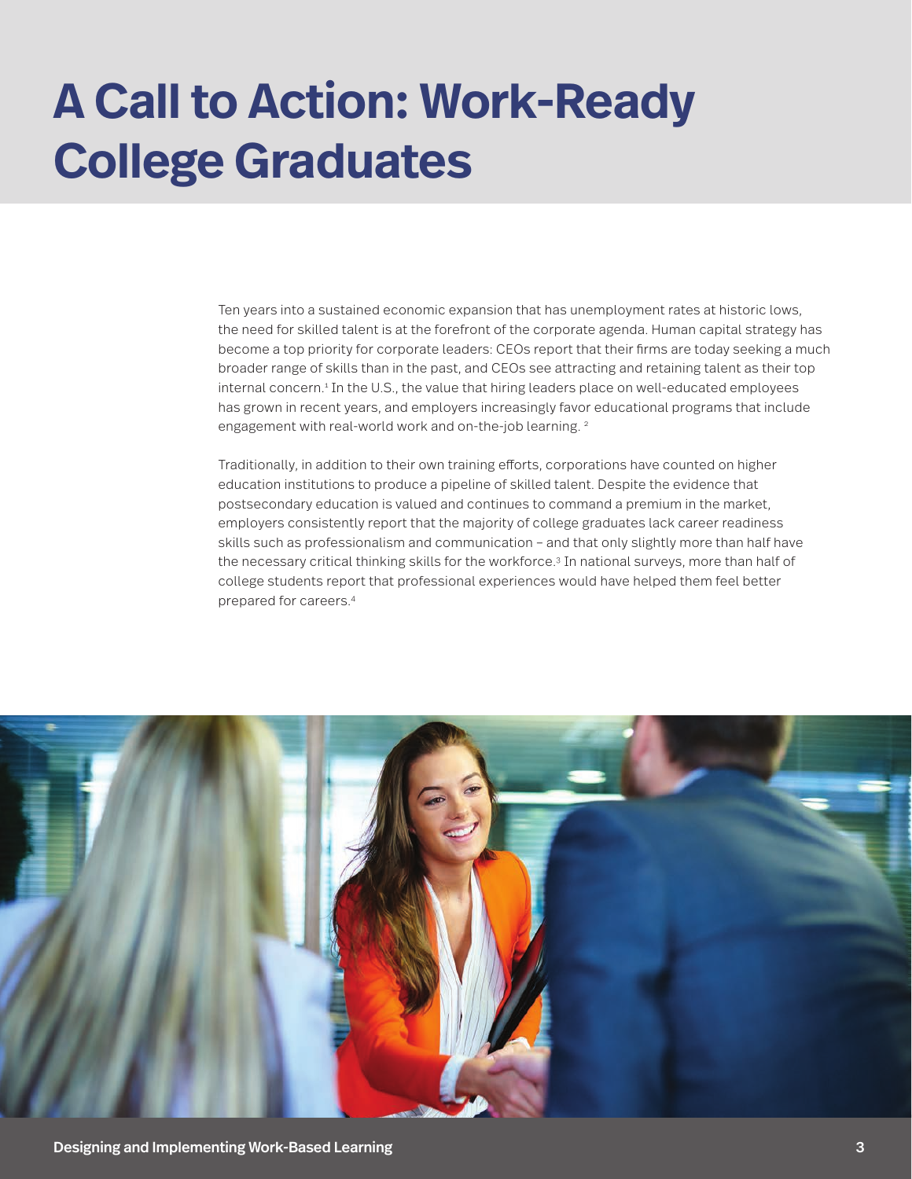# A Call to Action: Work-Ready College Graduates

Ten years into a sustained economic expansion that has unemployment rates at historic lows, the need for skilled talent is at the forefront of the corporate agenda. Human capital strategy has become a top priority for corporate leaders: CEOs report that their firms are today seeking a much broader range of skills than in the past, and CEOs see attracting and retaining talent as their top internal concern.[1] In the U.S., the value that hiring leaders place on well-educated employees has grown in recent years, and employers increasingly favor educational programs that include engagement with real-world work and on-the-job learning. [2]

Traditionally, in addition to their own training efforts, corporations have counted on higher education institutions to produce a pipeline of skilled talent. Despite the evidence that postsecondary education is valued and continues to command a premium in the market, employers consistently report that the majority of college graduates lack career readiness skills such as professionalism and communication – and that only slightly more than half have the necessary critical thinking skills for the workforce.[3] In national surveys, more than half of college students report that professional experiences would have helped them feel better prepared for careers.[4]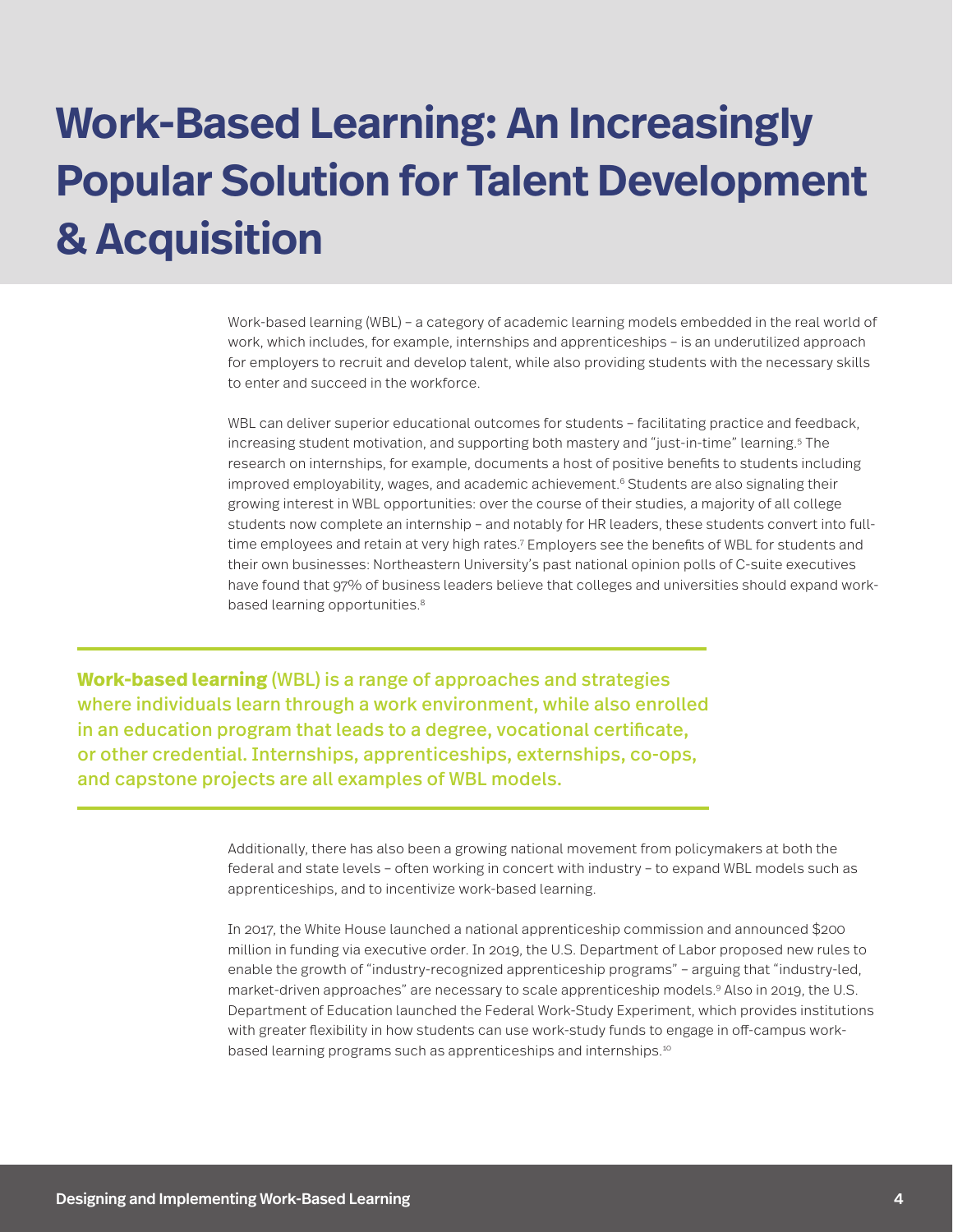# Work-Based Learning: An Increasingly Popular Solution for Talent Development & Acquisition

Work-based learning (WBL) – a category of academic learning models embedded in the real world of work, which includes, for example, internships and apprenticeships – is an underutilized approach for employers to recruit and develop talent, while also providing students with the necessary skills to enter and succeed in the workforce.

WBL can deliver superior educational outcomes for students – facilitating practice and feedback, increasing student motivation, and supporting both mastery and "just-in-time" learning.[5] The research on internships, for example, documents a host of positive benefits to students including improved employability, wages, and academic achievement.[6] Students are also signaling their growing interest in WBL opportunities: over the course of their studies, a majority of all college students now complete an internship – and notably for HR leaders, these students convert into full-time employees and retain at very high rates.[7] Employers see the benefits of WBL for students and their own businesses: Northeastern University's past national opinion polls of C-suite executives have found that 97% of business leaders believe that colleges and universities should expand work-based learning opportunities.[8]

---

**Work-based learning** (WBL) is a range of approaches and strategies where individuals learn through a work environment, while also enrolled in an education program that leads to a degree, vocational certificate, or other credential. Internships, apprenticeships, externships, co-ops, and capstone projects are all examples of WBL models.

---

Additionally, there has also been a growing national movement from policymakers at both the federal and state levels – often working in concert with industry – to expand WBL models such as apprenticeships, and to incentivize work-based learning.

In 2017, the White House launched a national apprenticeship commission and announced $200 million in funding via executive order. In 2019, the U.S. Department of Labor proposed new rules to enable the growth of "industry-recognized apprenticeship programs" – arguing that "industry-led, market-driven approaches" are necessary to scale apprenticeship models.[9] Also in 2019, the U.S. Department of Education launched the Federal Work-Study Experiment, which provides institutions with greater flexibility in how students can use work-study funds to engage in off-campus work-based learning programs such as apprenticeships and internships.[10]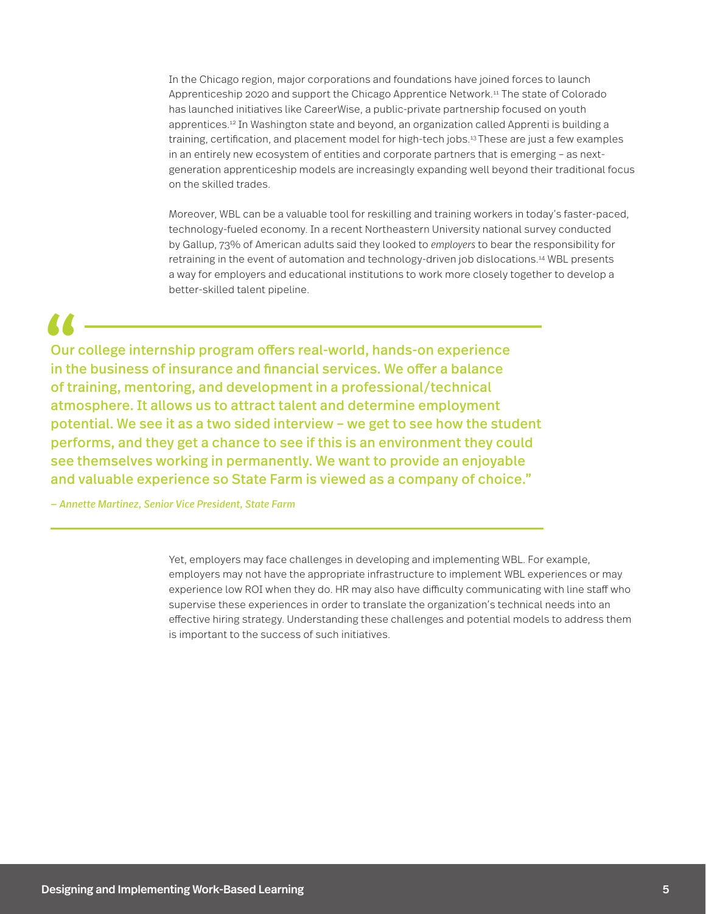In the Chicago region, major corporations and foundations have joined forces to launch Apprenticeship 2020 and support the Chicago Apprentice Network.[11] The state of Colorado has launched initiatives like CareerWise, a public-private partnership focused on youth apprentices.[12] In Washington state and beyond, an organization called Apprenti is building a training, certification, and placement model for high-tech jobs.[13] These are just a few examples in an entirely new ecosystem of entities and corporate partners that is emerging – as next-generation apprenticeship models are increasingly expanding well beyond their traditional focus on the skilled trades.

Moreover, WBL can be a valuable tool for reskilling and training workers in today's faster-paced, technology-fueled economy. In a recent Northeastern University national survey conducted by Gallup, 73% of American adults said they looked to *employers* to bear the responsibility for retraining in the event of automation and technology-driven job dislocations.[14] WBL presents a way for employers and educational institutions to work more closely together to develop a better-skilled talent pipeline.

> "Our college internship program offers real-world, hands-on experience in the business of insurance and financial services. We offer a balance of training, mentoring, and development in a professional/technical atmosphere. It allows us to attract talent and determine employment potential. We see it as a two sided interview – we get to see how the student performs, and they get a chance to see if this is an environment they could see themselves working in permanently. We want to provide an enjoyable and valuable experience so State Farm is viewed as a company of choice."
>
> *– Annette Martinez, Senior Vice President, State Farm*

Yet, employers may face challenges in developing and implementing WBL. For example, employers may not have the appropriate infrastructure to implement WBL experiences or may experience low ROI when they do. HR may also have difficulty communicating with line staff who supervise these experiences in order to translate the organization's technical needs into an effective hiring strategy. Understanding these challenges and potential models to address them is important to the success of such initiatives.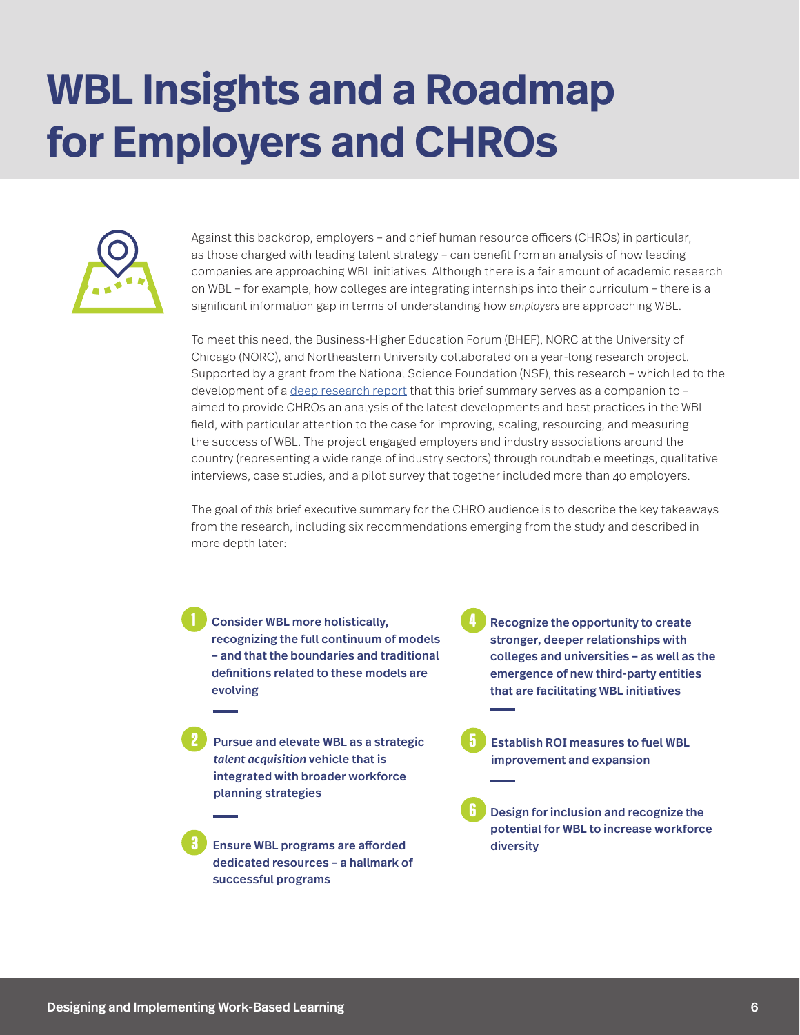# WBL Insights and a Roadmap for Employers and CHROs

Against this backdrop, employers – and chief human resource officers (CHROs) in particular, as those charged with leading talent strategy – can benefit from an analysis of how leading companies are approaching WBL initiatives. Although there is a fair amount of academic research on WBL – for example, how colleges are integrating internships into their curriculum – there is a significant information gap in terms of understanding how *employers* are approaching WBL.

To meet this need, the Business-Higher Education Forum (BHEF), NORC at the University of Chicago (NORC), and Northeastern University collaborated on a year-long research project. Supported by a grant from the National Science Foundation (NSF), this research – which led to the development of a deep research report that this brief summary serves as a companion to – aimed to provide CHROs an analysis of the latest developments and best practices in the WBL field, with particular attention to the case for improving, scaling, resourcing, and measuring the success of WBL. The project engaged employers and industry associations around the country (representing a wide range of industry sectors) through roundtable meetings, qualitative interviews, case studies, and a pilot survey that together included more than 40 employers.

The goal of *this* brief executive summary for the CHRO audience is to describe the key takeaways from the research, including six recommendations emerging from the study and described in more depth later:

1. **Consider WBL more holistically, recognizing the full continuum of models – and that the boundaries and traditional definitions related to these models are evolving**
2. **Pursue and elevate WBL as a strategic *talent acquisition* vehicle that is integrated with broader workforce planning strategies**
3. **Ensure WBL programs are afforded dedicated resources – a hallmark of successful programs**
4. **Recognize the opportunity to create stronger, deeper relationships with colleges and universities – as well as the emergence of new third-party entities that are facilitating WBL initiatives**
5. **Establish ROI measures to fuel WBL improvement and expansion**
6. **Design for inclusion and recognize the potential for WBL to increase workforce diversity**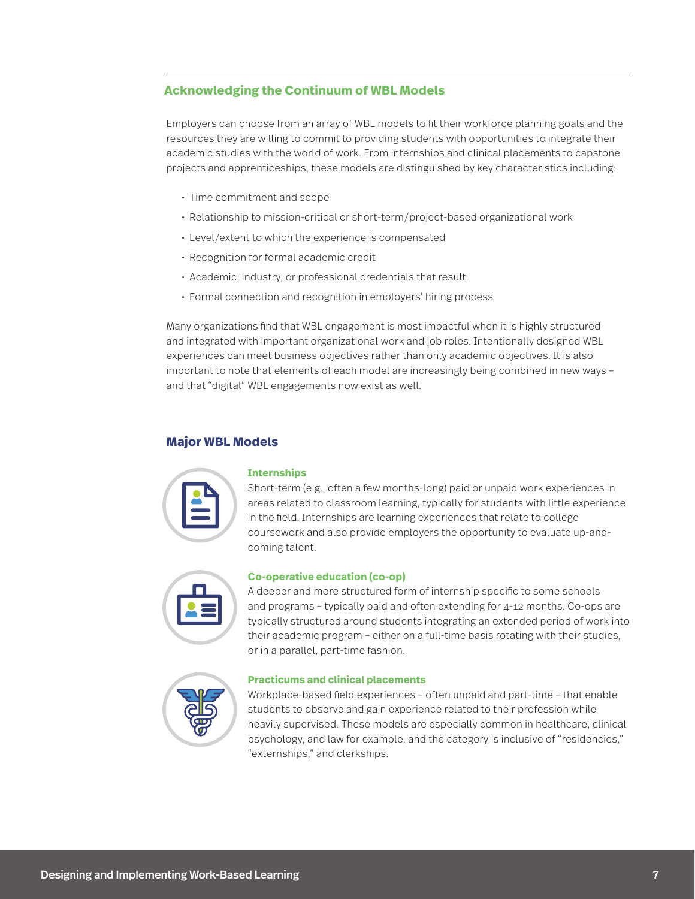## Acknowledging the Continuum of WBL Models

Employers can choose from an array of WBL models to fit their workforce planning goals and the resources they are willing to commit to providing students with opportunities to integrate their academic studies with the world of work. From internships and clinical placements to capstone projects and apprenticeships, these models are distinguished by key characteristics including:

- Time commitment and scope
- Relationship to mission-critical or short-term/project-based organizational work
- Level/extent to which the experience is compensated
- Recognition for formal academic credit
- Academic, industry, or professional credentials that result
- Formal connection and recognition in employers' hiring process

Many organizations find that WBL engagement is most impactful when it is highly structured and integrated with important organizational work and job roles. Intentionally designed WBL experiences can meet business objectives rather than only academic objectives. It is also important to note that elements of each model are increasingly being combined in new ways – and that "digital" WBL engagements now exist as well.

## Major WBL Models

### Internships

Short-term (e.g., often a few months-long) paid or unpaid work experiences in areas related to classroom learning, typically for students with little experience in the field. Internships are learning experiences that relate to college coursework and also provide employers the opportunity to evaluate up-and-coming talent.

### Co-operative education (co-op)

A deeper and more structured form of internship specific to some schools and programs – typically paid and often extending for 4-12 months. Co-ops are typically structured around students integrating an extended period of work into their academic program – either on a full-time basis rotating with their studies, or in a parallel, part-time fashion.

### Practicums and clinical placements

Workplace-based field experiences – often unpaid and part-time – that enable students to observe and gain experience related to their profession while heavily supervised. These models are especially common in healthcare, clinical psychology, and law for example, and the category is inclusive of "residencies," "externships," and clerkships.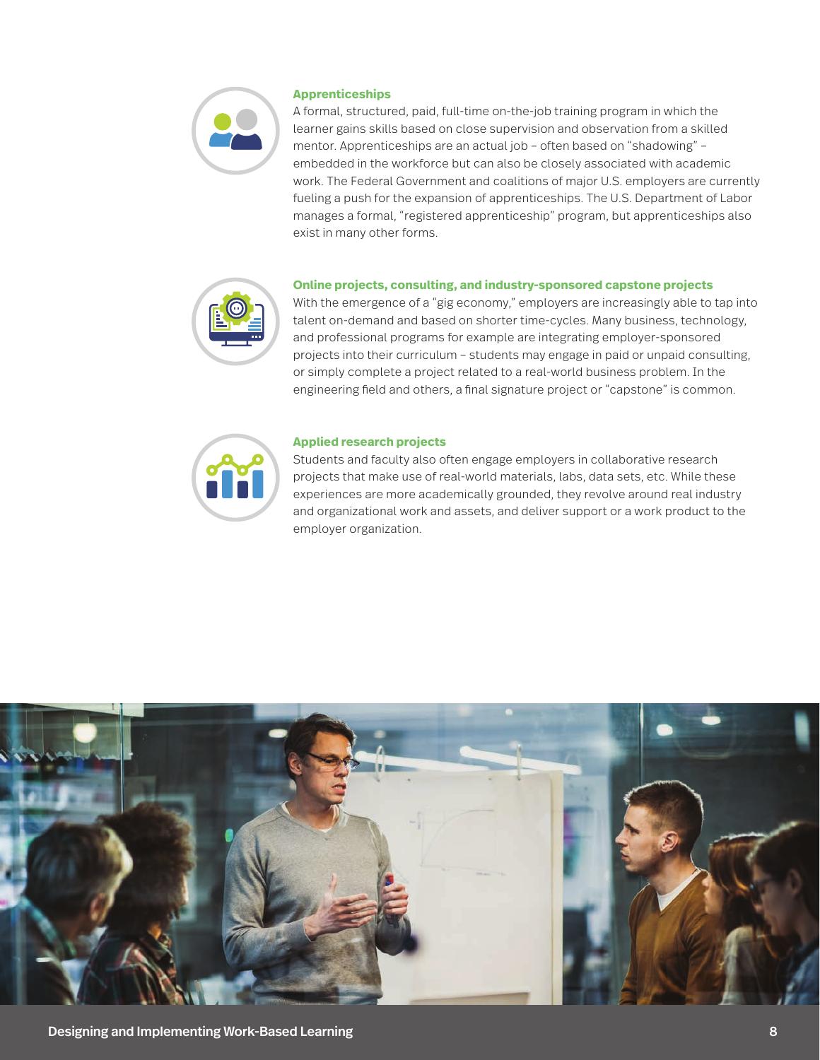### Apprenticeships

A formal, structured, paid, full-time on-the-job training program in which the learner gains skills based on close supervision and observation from a skilled mentor. Apprenticeships are an actual job – often based on "shadowing" – embedded in the workforce but can also be closely associated with academic work. The Federal Government and coalitions of major U.S. employers are currently fueling a push for the expansion of apprenticeships. The U.S. Department of Labor manages a formal, "registered apprenticeship" program, but apprenticeships also exist in many other forms.

### Online projects, consulting, and industry-sponsored capstone projects

With the emergence of a "gig economy," employers are increasingly able to tap into talent on-demand and based on shorter time-cycles. Many business, technology, and professional programs for example are integrating employer-sponsored projects into their curriculum – students may engage in paid or unpaid consulting, or simply complete a project related to a real-world business problem. In the engineering field and others, a final signature project or "capstone" is common.

### Applied research projects

Students and faculty also often engage employers in collaborative research projects that make use of real-world materials, labs, data sets, etc. While these experiences are more academically grounded, they revolve around real industry and organizational work and assets, and deliver support or a work product to the employer organization.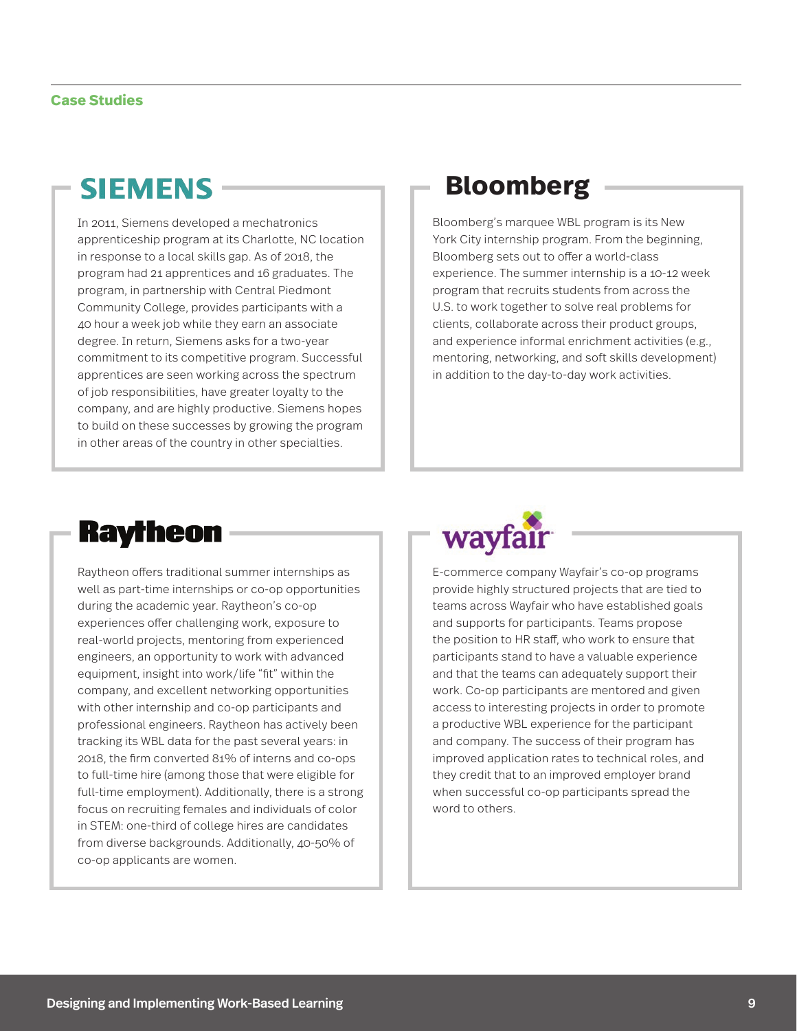## Case Studies

### SIEMENS

In 2011, Siemens developed a mechatronics apprenticeship program at its Charlotte, NC location in response to a local skills gap. As of 2018, the program had 21 apprentices and 16 graduates. The program, in partnership with Central Piedmont Community College, provides participants with a 40 hour a week job while they earn an associate degree. In return, Siemens asks for a two-year commitment to its competitive program. Successful apprentices are seen working across the spectrum of job responsibilities, have greater loyalty to the company, and are highly productive. Siemens hopes to build on these successes by growing the program in other areas of the country in other specialties.

### Bloomberg

Bloomberg's marquee WBL program is its New York City internship program. From the beginning, Bloomberg sets out to offer a world-class experience. The summer internship is a 10-12 week program that recruits students from across the U.S. to work together to solve real problems for clients, collaborate across their product groups, and experience informal enrichment activities (e.g., mentoring, networking, and soft skills development) in addition to the day-to-day work activities.

### Raytheon

Raytheon offers traditional summer internships as well as part-time internships or co-op opportunities during the academic year. Raytheon's co-op experiences offer challenging work, exposure to real-world projects, mentoring from experienced engineers, an opportunity to work with advanced equipment, insight into work/life "fit" within the company, and excellent networking opportunities with other internship and co-op participants and professional engineers. Raytheon has actively been tracking its WBL data for the past several years: in 2018, the firm converted 81% of interns and co-ops to full-time hire (among those that were eligible for full-time employment). Additionally, there is a strong focus on recruiting females and individuals of color in STEM: one-third of college hires are candidates from diverse backgrounds. Additionally, 40-50% of co-op applicants are women.

### wayfair

E-commerce company Wayfair's co-op programs provide highly structured projects that are tied to teams across Wayfair who have established goals and supports for participants. Teams propose the position to HR staff, who work to ensure that participants stand to have a valuable experience and that the teams can adequately support their work. Co-op participants are mentored and given access to interesting projects in order to promote a productive WBL experience for the participant and company. The success of their program has improved application rates to technical roles, and they credit that to an improved employer brand when successful co-op participants spread the word to others.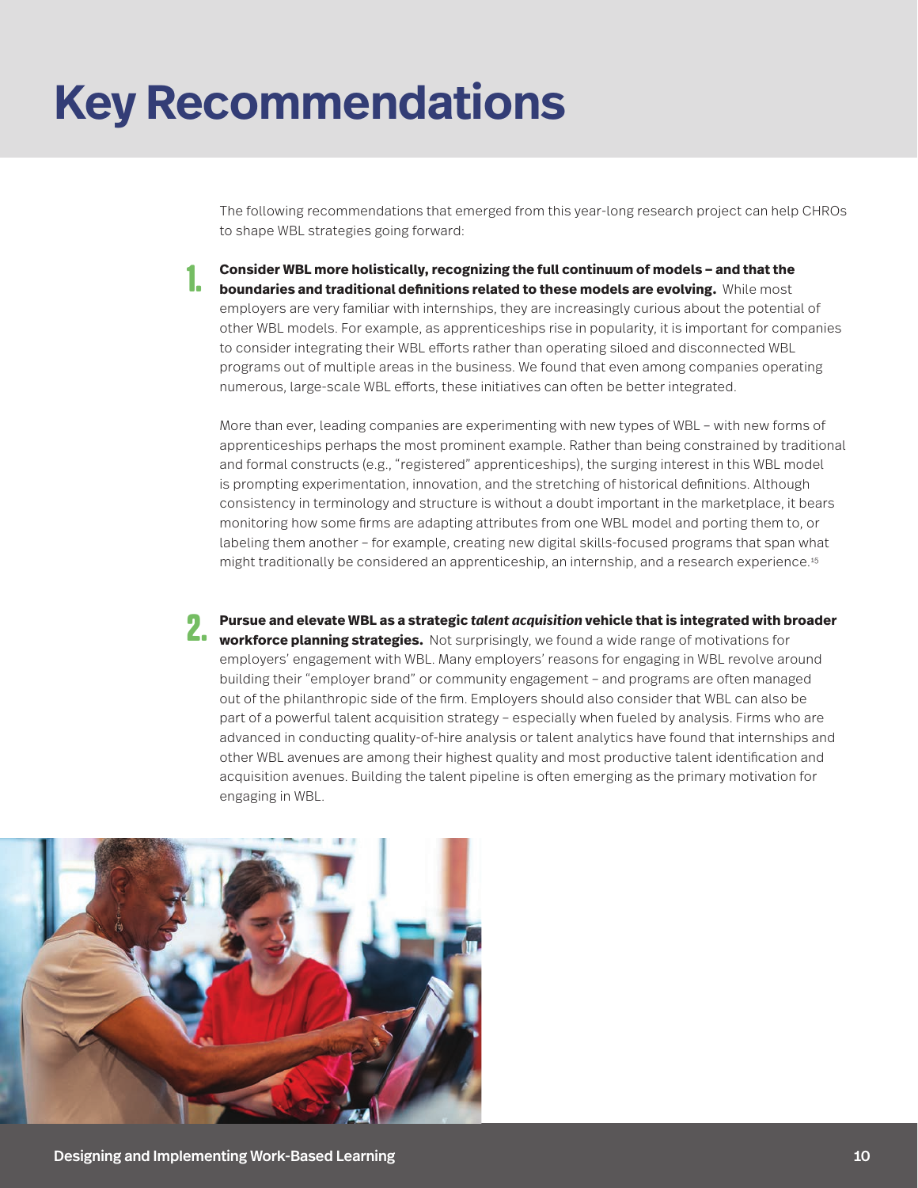# Key Recommendations

The following recommendations that emerged from this year-long research project can help CHROs to shape WBL strategies going forward:

1. **Consider WBL more holistically, recognizing the full continuum of models – and that the boundaries and traditional definitions related to these models are evolving.** While most employers are very familiar with internships, they are increasingly curious about the potential of other WBL models. For example, as apprenticeships rise in popularity, it is important for companies to consider integrating their WBL efforts rather than operating siloed and disconnected WBL programs out of multiple areas in the business. We found that even among companies operating numerous, large-scale WBL efforts, these initiatives can often be better integrated.

   More than ever, leading companies are experimenting with new types of WBL – with new forms of apprenticeships perhaps the most prominent example. Rather than being constrained by traditional and formal constructs (e.g., "registered" apprenticeships), the surging interest in this WBL model is prompting experimentation, innovation, and the stretching of historical definitions. Although consistency in terminology and structure is without a doubt important in the marketplace, it bears monitoring how some firms are adapting attributes from one WBL model and porting them to, or labeling them another – for example, creating new digital skills-focused programs that span what might traditionally be considered an apprenticeship, an internship, and a research experience.[15]

2. **Pursue and elevate WBL as a strategic *talent acquisition* vehicle that is integrated with broader workforce planning strategies.** Not surprisingly, we found a wide range of motivations for employers' engagement with WBL. Many employers' reasons for engaging in WBL revolve around building their "employer brand" or community engagement – and programs are often managed out of the philanthropic side of the firm. Employers should also consider that WBL can also be part of a powerful talent acquisition strategy – especially when fueled by analysis. Firms who are advanced in conducting quality-of-hire analysis or talent analytics have found that internships and other WBL avenues are among their highest quality and most productive talent identification and acquisition avenues. Building the talent pipeline is often emerging as the primary motivation for engaging in WBL.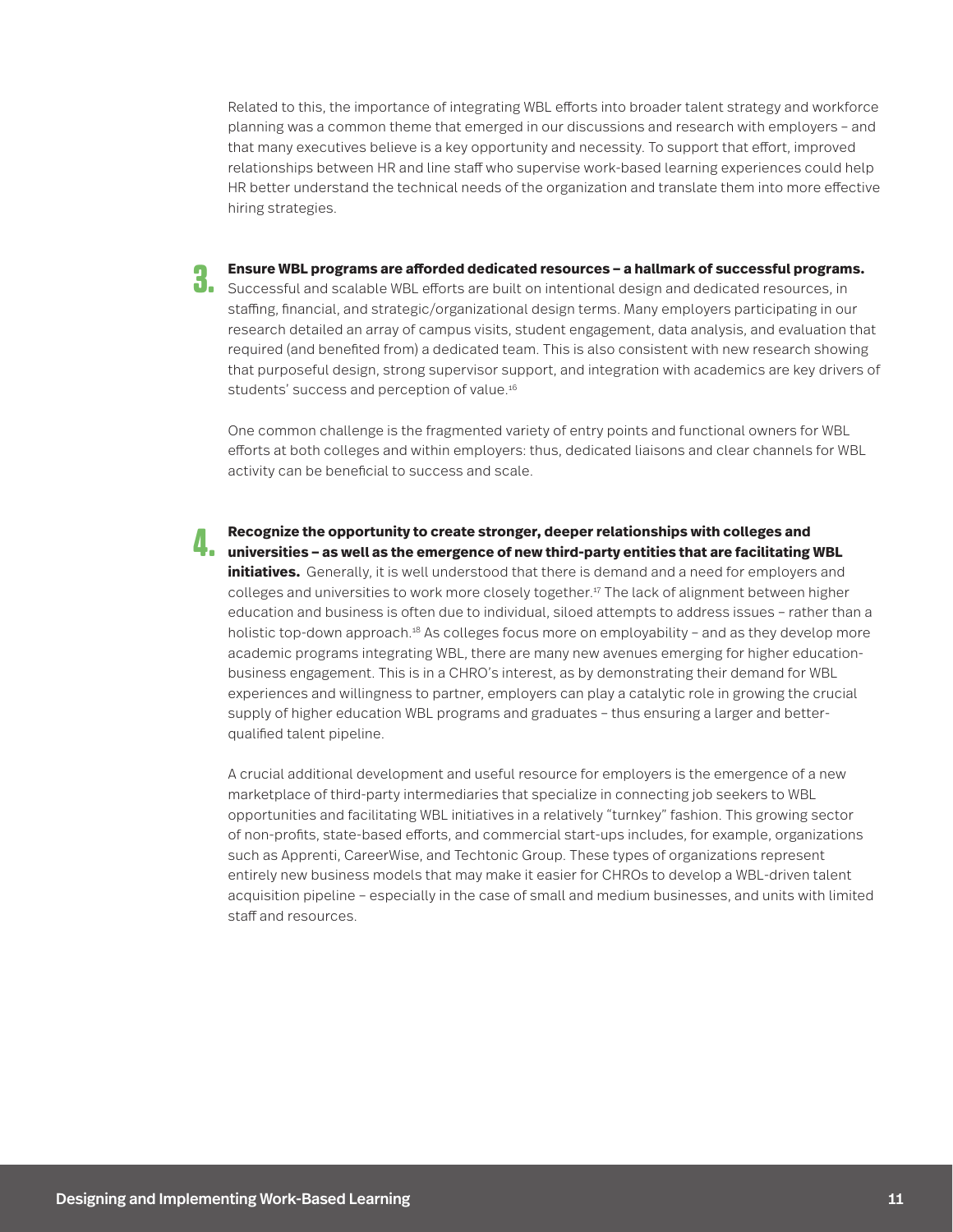Related to this, the importance of integrating WBL efforts into broader talent strategy and workforce planning was a common theme that emerged in our discussions and research with employers – and that many executives believe is a key opportunity and necessity. To support that effort, improved relationships between HR and line staff who supervise work-based learning experiences could help HR better understand the technical needs of the organization and translate them into more effective hiring strategies.

3. **Ensure WBL programs are afforded dedicated resources – a hallmark of successful programs.** Successful and scalable WBL efforts are built on intentional design and dedicated resources, in staffing, financial, and strategic/organizational design terms. Many employers participating in our research detailed an array of campus visits, student engagement, data analysis, and evaluation that required (and benefited from) a dedicated team. This is also consistent with new research showing that purposeful design, strong supervisor support, and integration with academics are key drivers of students' success and perception of value.[16]

   One common challenge is the fragmented variety of entry points and functional owners for WBL efforts at both colleges and within employers: thus, dedicated liaisons and clear channels for WBL activity can be beneficial to success and scale.

4. **Recognize the opportunity to create stronger, deeper relationships with colleges and universities – as well as the emergence of new third-party entities that are facilitating WBL initiatives.** Generally, it is well understood that there is demand and a need for employers and colleges and universities to work more closely together.[17] The lack of alignment between higher education and business is often due to individual, siloed attempts to address issues – rather than a holistic top-down approach.[18] As colleges focus more on employability – and as they develop more academic programs integrating WBL, there are many new avenues emerging for higher education-business engagement. This is in a CHRO's interest, as by demonstrating their demand for WBL experiences and willingness to partner, employers can play a catalytic role in growing the crucial supply of higher education WBL programs and graduates – thus ensuring a larger and better-qualified talent pipeline.

   A crucial additional development and useful resource for employers is the emergence of a new marketplace of third-party intermediaries that specialize in connecting job seekers to WBL opportunities and facilitating WBL initiatives in a relatively "turnkey" fashion. This growing sector of non-profits, state-based efforts, and commercial start-ups includes, for example, organizations such as Apprenti, CareerWise, and Techtonic Group. These types of organizations represent entirely new business models that may make it easier for CHROs to develop a WBL-driven talent acquisition pipeline – especially in the case of small and medium businesses, and units with limited staff and resources.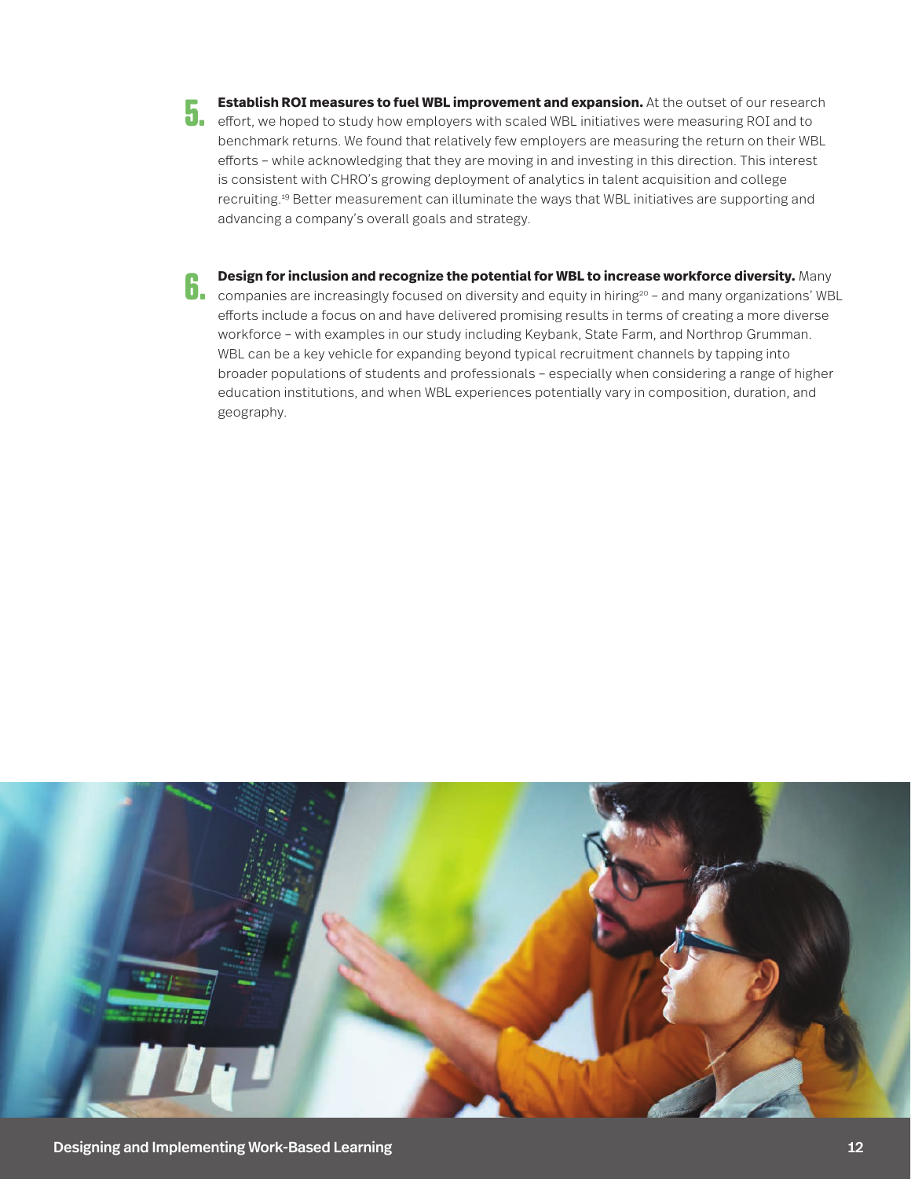5. **Establish ROI measures to fuel WBL improvement and expansion.** At the outset of our research effort, we hoped to study how employers with scaled WBL initiatives were measuring ROI and to benchmark returns. We found that relatively few employers are measuring the return on their WBL efforts – while acknowledging that they are moving in and investing in this direction. This interest is consistent with CHRO's growing deployment of analytics in talent acquisition and college recruiting.[19] Better measurement can illuminate the ways that WBL initiatives are supporting and advancing a company's overall goals and strategy.

6. **Design for inclusion and recognize the potential for WBL to increase workforce diversity.** Many companies are increasingly focused on diversity and equity in hiring[20] – and many organizations' WBL efforts include a focus on and have delivered promising results in terms of creating a more diverse workforce – with examples in our study including Keybank, State Farm, and Northrop Grumman. WBL can be a key vehicle for expanding beyond typical recruitment channels by tapping into broader populations of students and professionals – especially when considering a range of higher education institutions, and when WBL experiences potentially vary in composition, duration, and geography.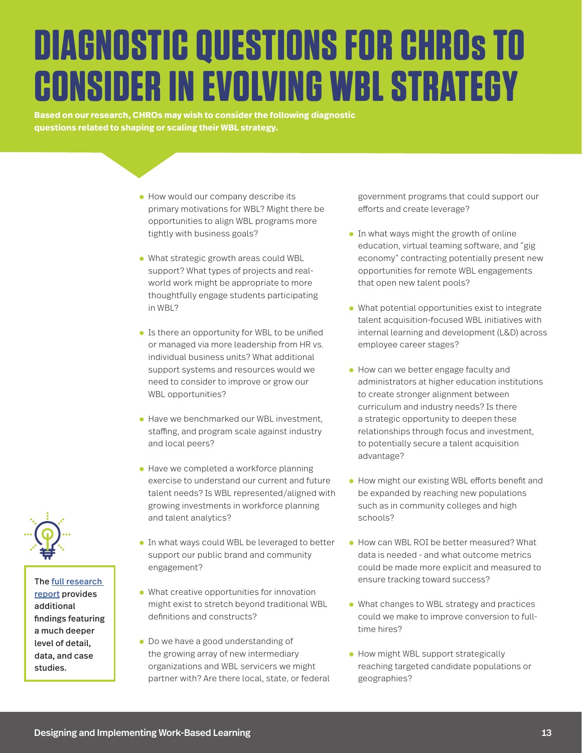# DIAGNOSTIC QUESTIONS FOR CHROs TO CONSIDER IN EVOLVING WBL STRATEGY

**Based on our research, CHROs may wish to consider the following diagnostic questions related to shaping or scaling their WBL strategy.**

- How would our company describe its primary motivations for WBL? Might there be opportunities to align WBL programs more tightly with business goals?
- What strategic growth areas could WBL support? What types of projects and real-world work might be appropriate to more thoughtfully engage students participating in WBL?
- Is there an opportunity for WBL to be unified or managed via more leadership from HR vs. individual business units? What additional support systems and resources would we need to consider to improve or grow our WBL opportunities?
- Have we benchmarked our WBL investment, staffing, and program scale against industry and local peers?
- Have we completed a workforce planning exercise to understand our current and future talent needs? Is WBL represented/aligned with growing investments in workforce planning and talent analytics?
- In what ways could WBL be leveraged to better support our public brand and community engagement?
- What creative opportunities for innovation might exist to stretch beyond traditional WBL definitions and constructs?
- Do we have a good understanding of the growing array of new intermediary organizations and WBL servicers we might partner with? Are there local, state, or federal government programs that could support our efforts and create leverage?
- In what ways might the growth of online education, virtual teaming software, and "gig economy" contracting potentially present new opportunities for remote WBL engagements that open new talent pools?
- What potential opportunities exist to integrate talent acquisition-focused WBL initiatives with internal learning and development (L&D) across employee career stages?
- How can we better engage faculty and administrators at higher education institutions to create stronger alignment between curriculum and industry needs? Is there a strategic opportunity to deepen these relationships through focus and investment, to potentially secure a talent acquisition advantage?
- How might our existing WBL efforts benefit and be expanded by reaching new populations such as in community colleges and high schools?
- How can WBL ROI be better measured? What data is needed - and what outcome metrics could be made more explicit and measured to ensure tracking toward success?
- What changes to WBL strategy and practices could we make to improve conversion to full-time hires?
- How might WBL support strategically reaching targeted candidate populations or geographies?

**The full research report provides additional findings featuring a much deeper level of detail, data, and case studies.**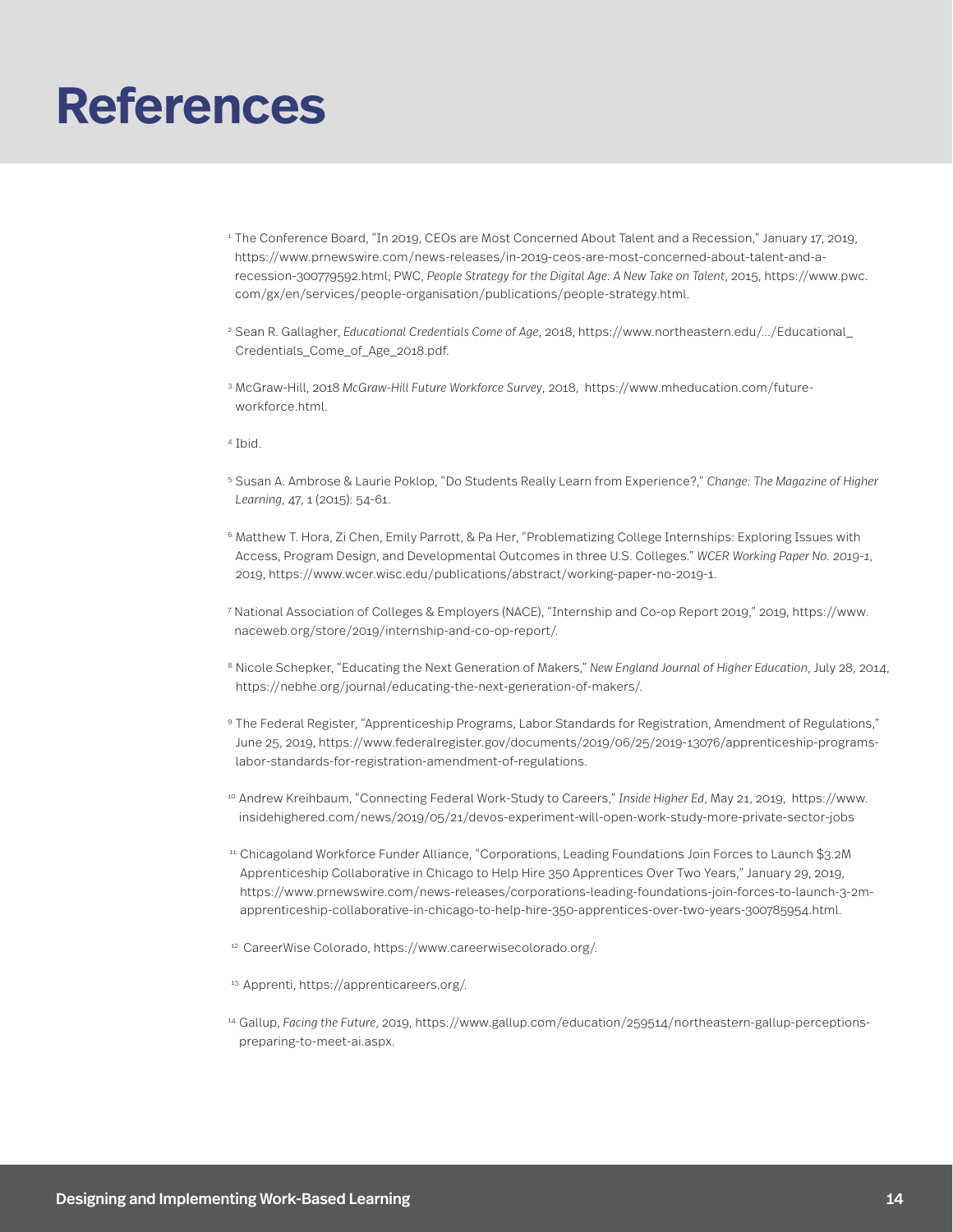# References

[1] The Conference Board, "In 2019, CEOs are Most Concerned About Talent and a Recession," January 17, 2019, https://www.prnewswire.com/news-releases/in-2019-ceos-are-most-concerned-about-talent-and-a-recession-300779592.html; PWC, *People Strategy for the Digital Age: A New Take on Talent*, 2015, https://www.pwc.com/gx/en/services/people-organisation/publications/people-strategy.html.

[2] Sean R. Gallagher, *Educational Credentials Come of Age*, 2018, https://www.northeastern.edu/.../Educational_Credentials_Come_of_Age_2018.pdf.

[3] McGraw-Hill, 2018 *McGraw-Hill Future Workforce Survey*, 2018, https://www.mheducation.com/future-workforce.html.

[4] Ibid.

[5] Susan A. Ambrose & Laurie Poklop, "Do Students Really Learn from Experience?," *Change: The Magazine of Higher Learning*, 47, 1 (2015): 54-61.

[6] Matthew T. Hora, Zi Chen, Emily Parrott, & Pa Her, "Problematizing College Internships: Exploring Issues with Access, Program Design, and Developmental Outcomes in three U.S. Colleges." *WCER Working Paper No. 2019-1*, 2019, https://www.wcer.wisc.edu/publications/abstract/working-paper-no-2019-1.

[7] National Association of Colleges & Employers (NACE), "Internship and Co-op Report 2019," 2019, https://www.naceweb.org/store/2019/internship-and-co-op-report/.

[8] Nicole Schepker, "Educating the Next Generation of Makers," *New England Journal of Higher Education*, July 28, 2014, https://nebhe.org/journal/educating-the-next-generation-of-makers/.

[9] The Federal Register, "Apprenticeship Programs, Labor Standards for Registration, Amendment of Regulations," June 25, 2019, https://www.federalregister.gov/documents/2019/06/25/2019-13076/apprenticeship-programs-labor-standards-for-registration-amendment-of-regulations.

[10] Andrew Kreihbaum, "Connecting Federal Work-Study to Careers," *Inside Higher Ed*, May 21, 2019, https://www.insidehighered.com/news/2019/05/21/devos-experiment-will-open-work-study-more-private-sector-jobs

[11] Chicagoland Workforce Funder Alliance, "Corporations, Leading Foundations Join Forces to Launch $3.2M Apprenticeship Collaborative in Chicago to Help Hire 350 Apprentices Over Two Years," January 29, 2019, https://www.prnewswire.com/news-releases/corporations-leading-foundations-join-forces-to-launch-3-2m-apprenticeship-collaborative-in-chicago-to-help-hire-350-apprentices-over-two-years-300785954.html.

[12] CareerWise Colorado, https://www.careerwisecolorado.org/.

[13] Apprenti, https://apprenticareers.org/.

[14] Gallup, *Facing the Future*, 2019, https://www.gallup.com/education/259514/northeastern-gallup-perceptions-preparing-to-meet-ai.aspx.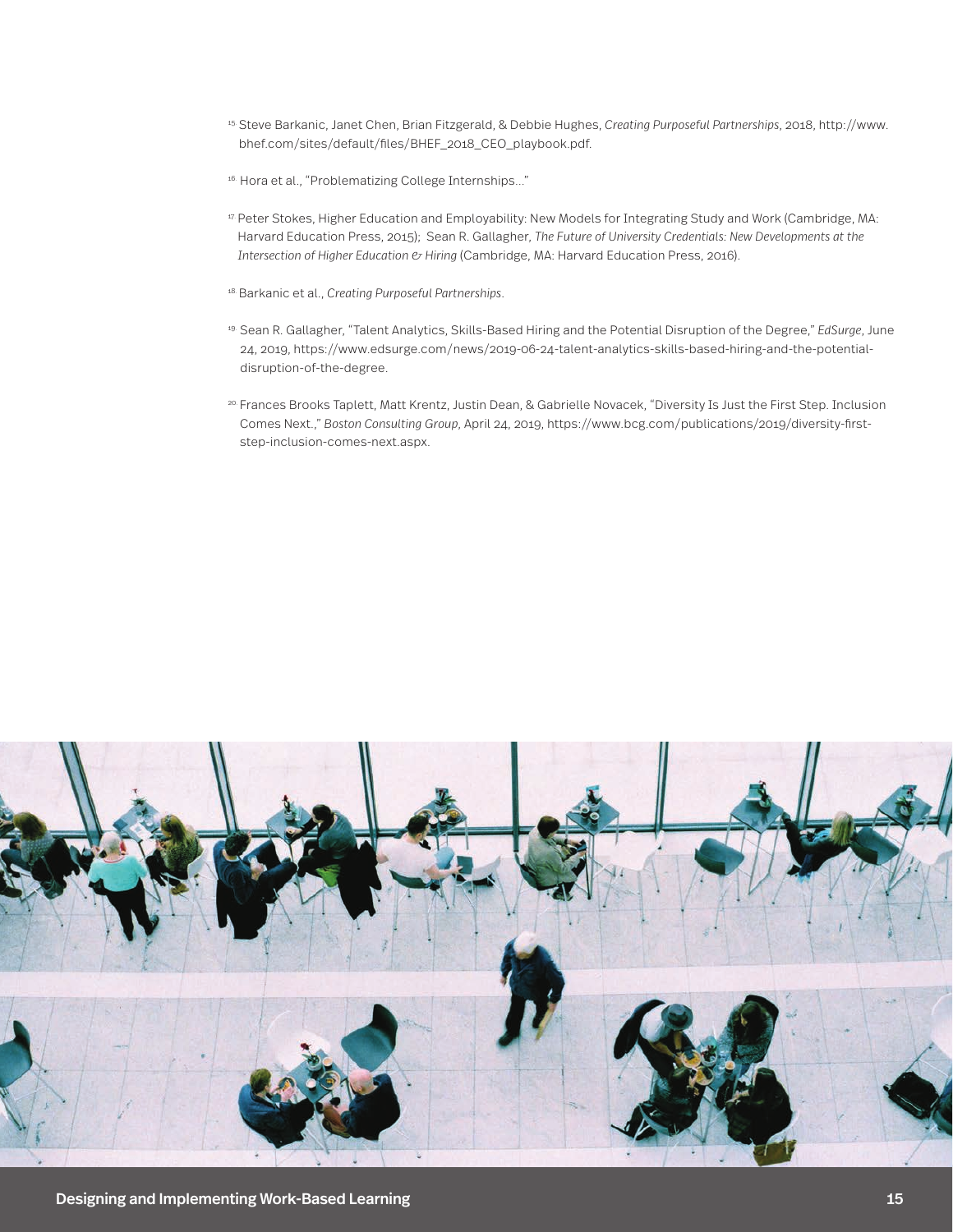[15] Steve Barkanic, Janet Chen, Brian Fitzgerald, & Debbie Hughes, *Creating Purposeful Partnerships*, 2018, http://www.bhef.com/sites/default/files/BHEF_2018_CEO_playbook.pdf.

[16] Hora et al., "Problematizing College Internships..."

[17] Peter Stokes, Higher Education and Employability: New Models for Integrating Study and Work (Cambridge, MA: Harvard Education Press, 2015); Sean R. Gallagher, *The Future of University Credentials: New Developments at the Intersection of Higher Education & Hiring* (Cambridge, MA: Harvard Education Press, 2016).

[18] Barkanic et al., *Creating Purposeful Partnerships*.

[19] Sean R. Gallagher, "Talent Analytics, Skills-Based Hiring and the Potential Disruption of the Degree," *EdSurge*, June 24, 2019, https://www.edsurge.com/news/2019-06-24-talent-analytics-skills-based-hiring-and-the-potential-disruption-of-the-degree.

[20] Frances Brooks Taplett, Matt Krentz, Justin Dean, & Gabrielle Novacek, "Diversity Is Just the First Step. Inclusion Comes Next.," *Boston Consulting Group*, April 24, 2019, https://www.bcg.com/publications/2019/diversity-first-step-inclusion-comes-next.aspx.